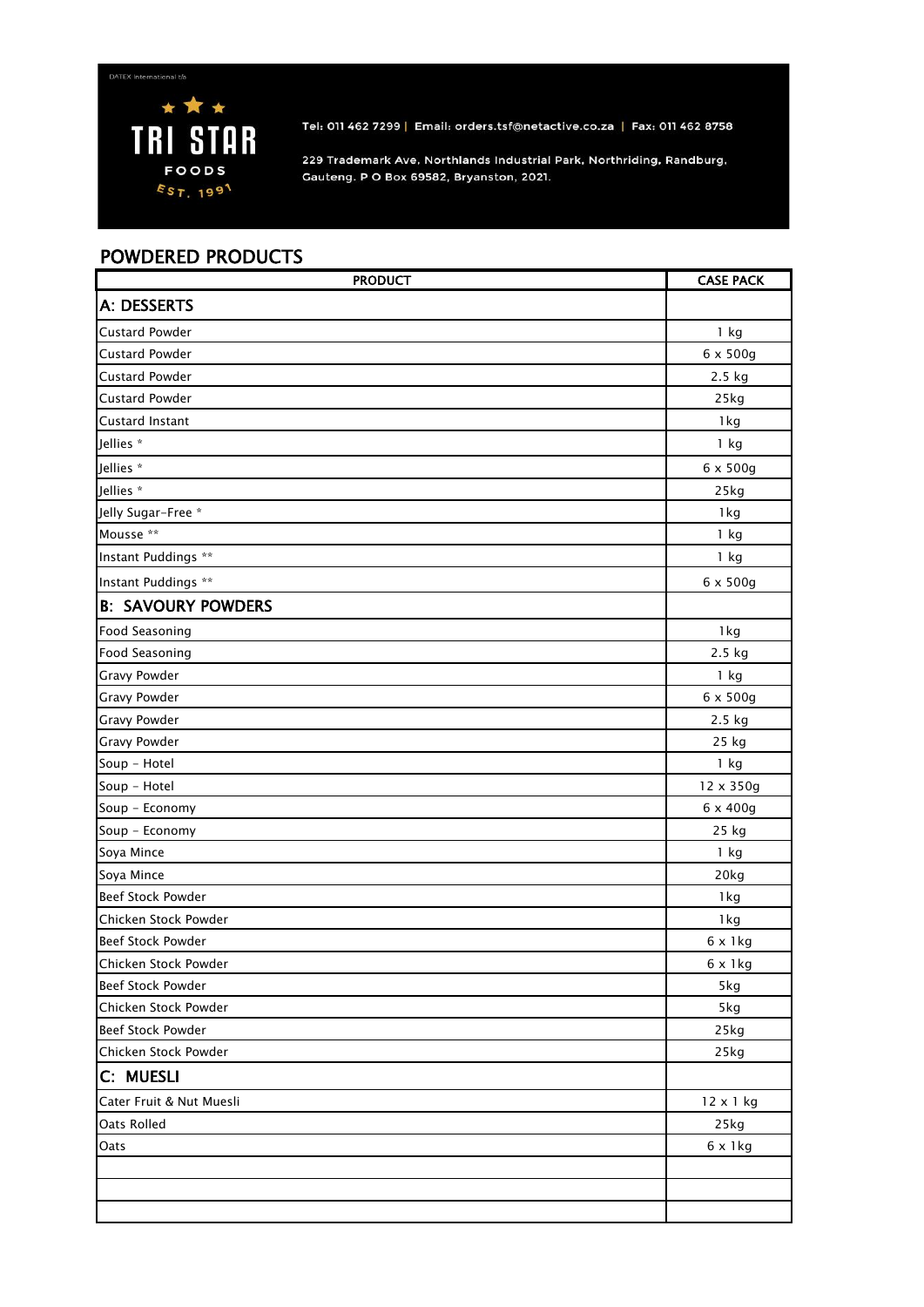DATEX International t/a

TRI STAR FOODS EST. 1991

Tel: 011 462 7299 | Email: orders.tsf@netactive.co.za | Fax: 011 462 8758

229 Trademark Ave, Northlands Industrial Park, Northriding, Randburg, Gauteng. P O Box 69582, Bryanston, 2021.

## POWDERED PRODUCTS

| PRODUCT | CASE PACK |
|---|---|
| **A: DESSERTS** | |
| Custard Powder | 1 kg |
| Custard Powder | 6 x 500g |
| Custard Powder | 2.5 kg |
| Custard Powder | 25kg |
| Custard Instant | 1kg |
| Jellies * | 1 kg |
| Jellies * | 6 x 500g |
| Jellies * | 25kg |
| Jelly Sugar-Free * | 1kg |
| Mousse ** | 1 kg |
| Instant Puddings ** | 1 kg |
| Instant Puddings ** | 6 x 500g |
| **B: SAVOURY POWDERS** | |
| Food Seasoning | 1kg |
| Food Seasoning | 2.5 kg |
| Gravy Powder | 1 kg |
| Gravy Powder | 6 x 500g |
| Gravy Powder | 2.5 kg |
| Gravy Powder | 25 kg |
| Soup - Hotel | 1 kg |
| Soup - Hotel | 12 x 350g |
| Soup - Economy | 6 x 400g |
| Soup - Economy | 25 kg |
| Soya Mince | 1 kg |
| Soya Mince | 20kg |
| Beef Stock Powder | 1kg |
| Chicken Stock Powder | 1kg |
| Beef Stock Powder | 6 x 1kg |
| Chicken Stock Powder | 6 x 1kg |
| Beef Stock Powder | 5kg |
| Chicken Stock Powder | 5kg |
| Beef Stock Powder | 25kg |
| Chicken Stock Powder | 25kg |
| **C: MUESLI** | |
| Cater Fruit & Nut Muesli | 12 x 1 kg |
| Oats Rolled | 25kg |
| Oats | 6 x 1kg |
| | |
| | |
| | |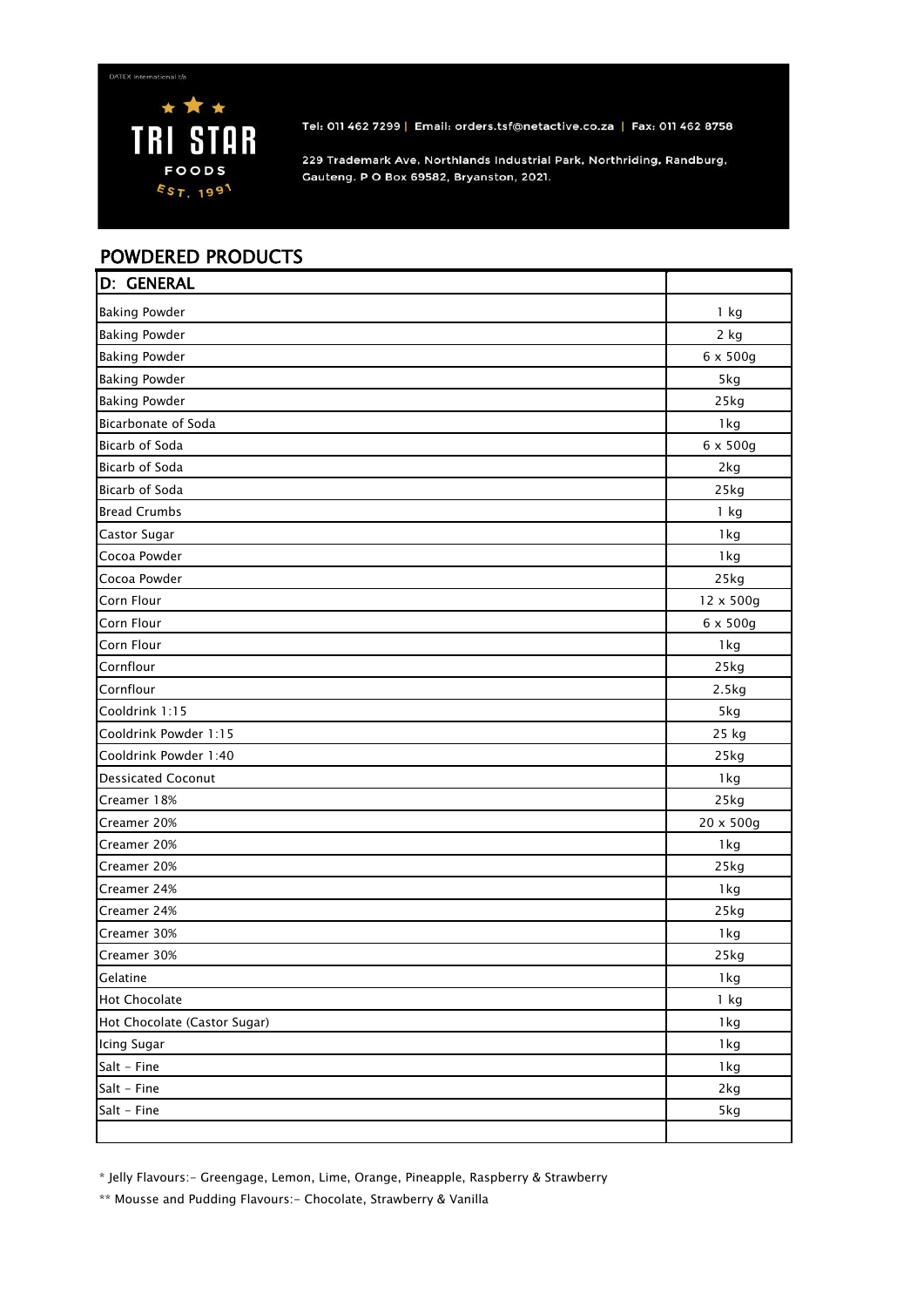DATEX International t/a

TRI STAR FOODS EST. 1991

Tel: 011 462 7299 | Email: orders.tsf@netactive.co.za | Fax: 011 462 8758

229 Trademark Ave, Northlands Industrial Park, Northriding, Randburg, Gauteng. P O Box 69582, Bryanston, 2021.

## POWDERED PRODUCTS

| D: GENERAL | |
|---|---|
| Baking Powder | 1 kg |
| Baking Powder | 2 kg |
| Baking Powder | 6 x 500g |
| Baking Powder | 5kg |
| Baking Powder | 25kg |
| Bicarbonate of Soda | 1kg |
| Bicarb of Soda | 6 x 500g |
| Bicarb of Soda | 2kg |
| Bicarb of Soda | 25kg |
| Bread Crumbs | 1 kg |
| Castor Sugar | 1kg |
| Cocoa Powder | 1kg |
| Cocoa Powder | 25kg |
| Corn Flour | 12 x 500g |
| Corn Flour | 6 x 500g |
| Corn Flour | 1kg |
| Cornflour | 25kg |
| Cornflour | 2.5kg |
| Cooldrink 1:15 | 5kg |
| Cooldrink Powder 1:15 | 25 kg |
| Cooldrink Powder 1:40 | 25kg |
| Dessicated Coconut | 1kg |
| Creamer 18% | 25kg |
| Creamer 20% | 20 x 500g |
| Creamer 20% | 1kg |
| Creamer 20% | 25kg |
| Creamer 24% | 1kg |
| Creamer 24% | 25kg |
| Creamer 30% | 1kg |
| Creamer 30% | 25kg |
| Gelatine | 1kg |
| Hot Chocolate | 1 kg |
| Hot Chocolate (Castor Sugar) | 1kg |
| Icing Sugar | 1kg |
| Salt - Fine | 1kg |
| Salt - Fine | 2kg |
| Salt - Fine | 5kg |
| | |

* Jelly Flavours:- Greengage, Lemon, Lime, Orange, Pineapple, Raspberry & Strawberry

** Mousse and Pudding Flavours:- Chocolate, Strawberry & Vanilla